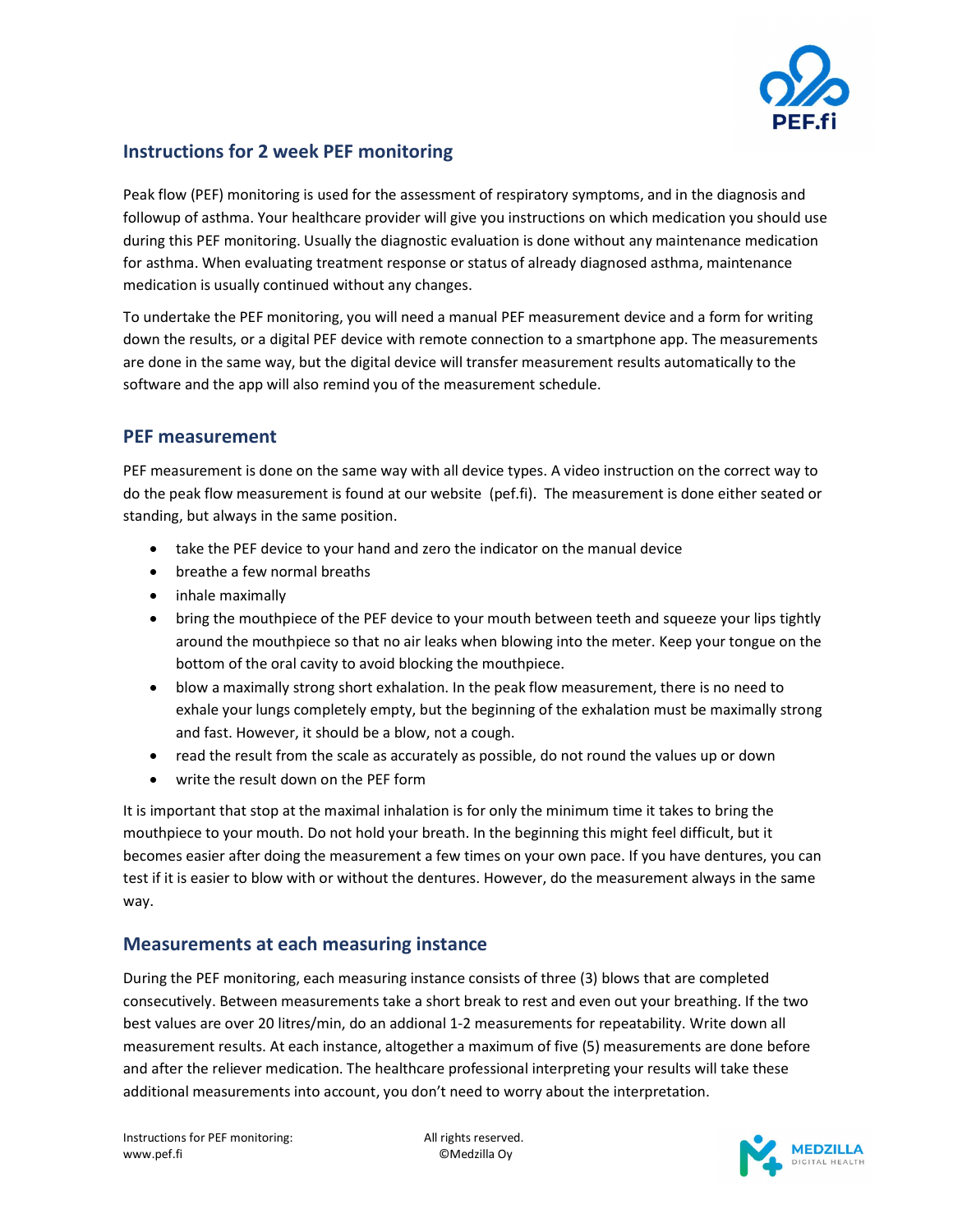## Instructions for 2 week PEF monitoring

Peak flow (PEF) monitoring is used for the assessment of respiratory symptoms, and in the diagnosis and followup of asthma. Your healthcare provider will give you instructions on which medication you should use during this PEF monitoring. Usually the diagnostic evaluation is done without any maintenance medication for asthma. When evaluating treatment response or status of already diagnosed asthma, maintenance medication is usually continued without any changes.

To undertake the PEF monitoring, you will need a manual PEF measurement device and a form for writing down the results, or a digital PEF device with remote connection to a smartphone app. The measurements are done in the same way, but the digital device will transfer measurement results automatically to the software and the app will also remind you of the measurement schedule.

## PEF measurement

PEF measurement is done on the same way with all device types. A video instruction on the correct way to do the peak flow measurement is found at our website (pef.fi). The measurement is done either seated or standing, but always in the same position.

- take the PEF device to your hand and zero the indicator on the manual device
- breathe a few normal breaths
- inhale maximally
- bring the mouthpiece of the PEF device to your mouth between teeth and squeeze your lips tightly around the mouthpiece so that no air leaks when blowing into the meter. Keep your tongue on the bottom of the oral cavity to avoid blocking the mouthpiece.
- blow a maximally strong short exhalation. In the peak flow measurement, there is no need to exhale your lungs completely empty, but the beginning of the exhalation must be maximally strong and fast. However, it should be a blow, not a cough.
- read the result from the scale as accurately as possible, do not round the values up or down
- write the result down on the PEF form

It is important that stop at the maximal inhalation is for only the minimum time it takes to bring the mouthpiece to your mouth. Do not hold your breath. In the beginning this might feel difficult, but it becomes easier after doing the measurement a few times on your own pace. If you have dentures, you can test if it is easier to blow with or without the dentures. However, do the measurement always in the same way.

## Measurements at each measuring instance

During the PEF monitoring, each measuring instance consists of three (3) blows that are completed consecutively. Between measurements take a short break to rest and even out your breathing. If the two best values are over 20 litres/min, do an addional 1-2 measurements for repeatability. Write down all measurement results. At each instance, altogether a maximum of five (5) measurements are done before and after the reliever medication. The healthcare professional interpreting your results will take these additional measurements into account, you don't need to worry about the interpretation.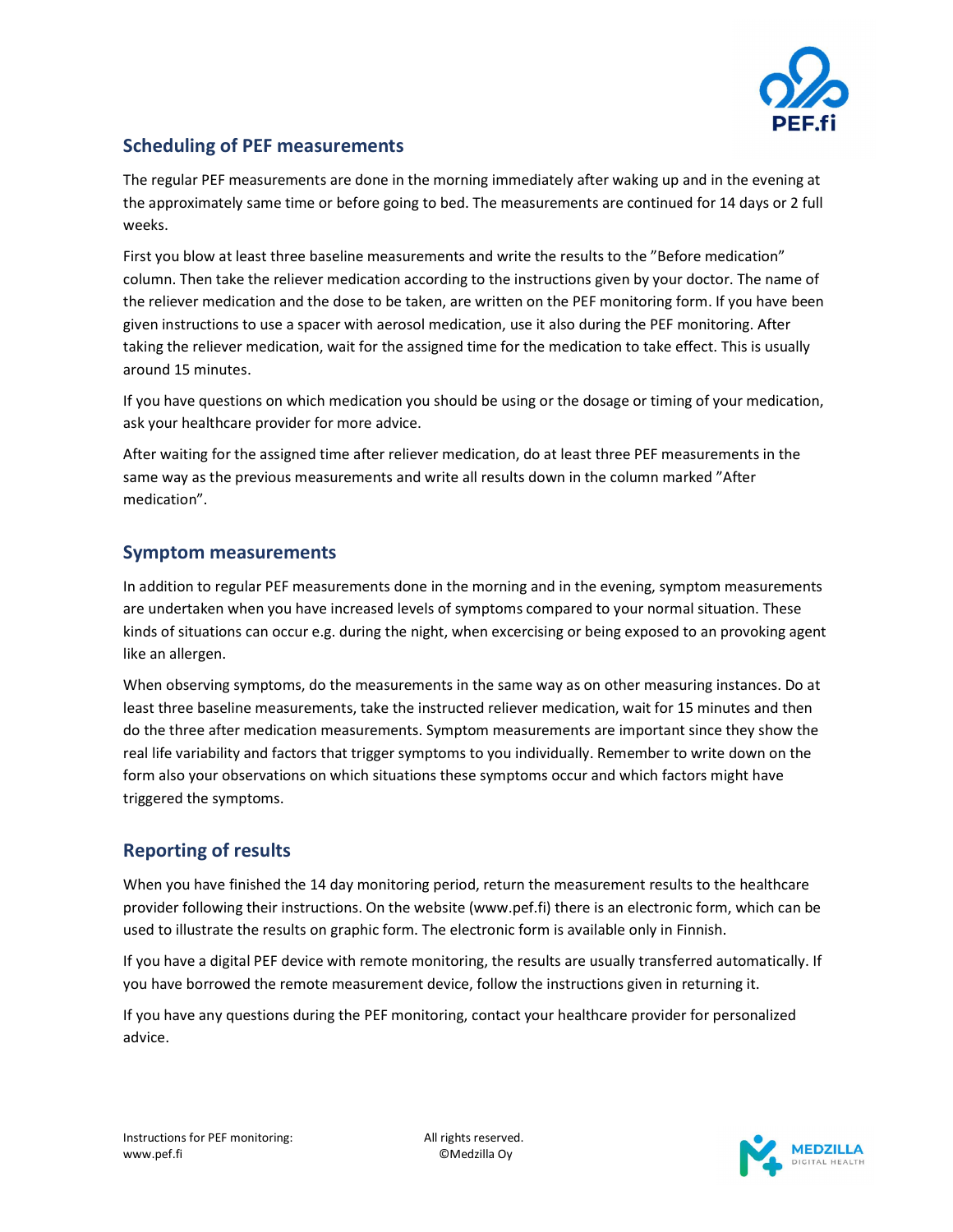## Scheduling of PEF measurements

The regular PEF measurements are done in the morning immediately after waking up and in the evening at the approximately same time or before going to bed. The measurements are continued for 14 days or 2 full weeks.

First you blow at least three baseline measurements and write the results to the ”Before medication” column. Then take the reliever medication according to the instructions given by your doctor. The name of the reliever medication and the dose to be taken, are written on the PEF monitoring form. If you have been given instructions to use a spacer with aerosol medication, use it also during the PEF monitoring. After taking the reliever medication, wait for the assigned time for the medication to take effect. This is usually around 15 minutes.

If you have questions on which medication you should be using or the dosage or timing of your medication, ask your healthcare provider for more advice.

After waiting for the assigned time after reliever medication, do at least three PEF measurements in the same way as the previous measurements and write all results down in the column marked ”After medication”.

## Symptom measurements

In addition to regular PEF measurements done in the morning and in the evening, symptom measurements are undertaken when you have increased levels of symptoms compared to your normal situation. These kinds of situations can occur e.g. during the night, when excercising or being exposed to an provoking agent like an allergen.

When observing symptoms, do the measurements in the same way as on other measuring instances. Do at least three baseline measurements, take the instructed reliever medication, wait for 15 minutes and then do the three after medication measurements. Symptom measurements are important since they show the real life variability and factors that trigger symptoms to you individually. Remember to write down on the form also your observations on which situations these symptoms occur and which factors might have triggered the symptoms.

## Reporting of results

When you have finished the 14 day monitoring period, return the measurement results to the healthcare provider following their instructions. On the website (www.pef.fi) there is an electronic form, which can be used to illustrate the results on graphic form. The electronic form is available only in Finnish.

If you have a digital PEF device with remote monitoring, the results are usually transferred automatically. If you have borrowed the remote measurement device, follow the instructions given in returning it.

If you have any questions during the PEF monitoring, contact your healthcare provider for personalized advice.